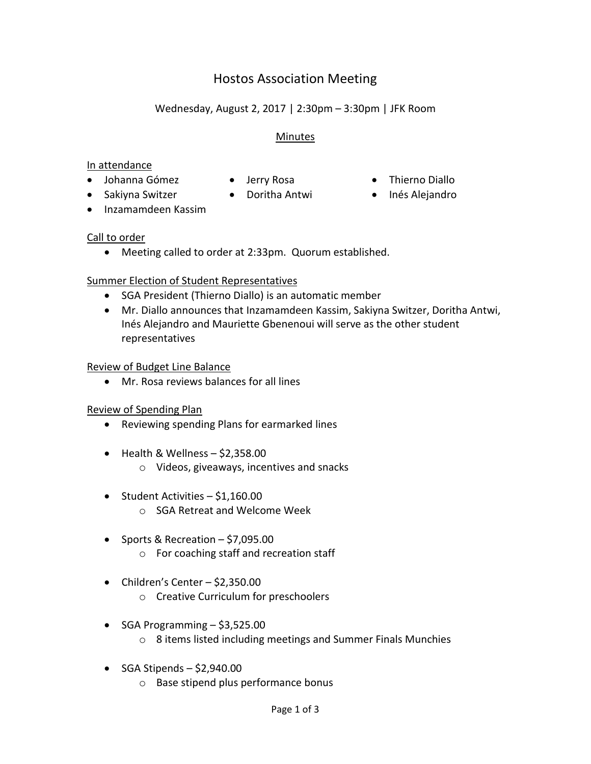# Hostos Association Meeting

Wednesday, August 2, 2017 | 2:30pm – 3:30pm | JFK Room

## Minutes

### In attendance

- Johanna Gómez
- Jerry Rosa
- Thierno Diallo
- Sakiyna Switzer
- Doritha Antwi
- Inés Alejandro
- Inzamamdeen Kassim

### Call to order

- Meeting called to order at 2:33pm. Quorum established.

### Summer Election of Student Representatives

- SGA President (Thierno Diallo) is an automatic member
- Mr. Diallo announces that Inzamamdeen Kassim, Sakiyna Switzer, Doritha Antwi, Inés Alejandro and Mauriette Gbenenoui will serve as the other student representatives

### Review of Budget Line Balance

- Mr. Rosa reviews balances for all lines

### Review of Spending Plan

- Reviewing spending Plans for earmarked lines
- Health & Wellness – $2,358.00
    - Videos, giveaways, incentives and snacks
- Student Activities – $1,160.00
    - SGA Retreat and Welcome Week
- Sports & Recreation – $7,095.00
    - For coaching staff and recreation staff
- Children's Center – $2,350.00
    - Creative Curriculum for preschoolers
- SGA Programming – $3,525.00
    - 8 items listed including meetings and Summer Finals Munchies
- SGA Stipends – $2,940.00
    - Base stipend plus performance bonus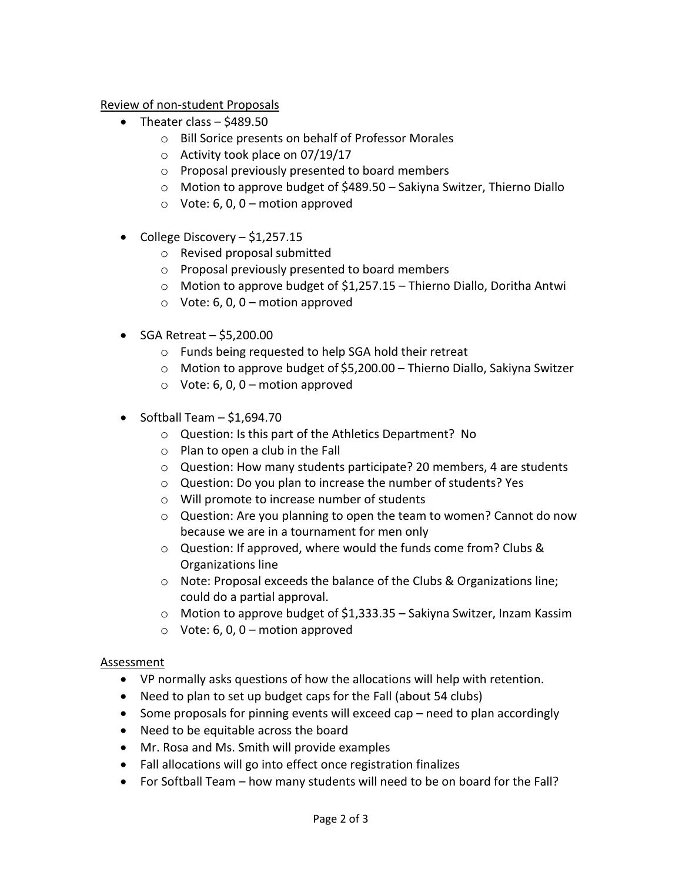Review of non-student Proposals

- Theater class – $489.50
    - Bill Sorice presents on behalf of Professor Morales
    - Activity took place on 07/19/17
    - Proposal previously presented to board members
    - Motion to approve budget of $489.50 – Sakiyna Switzer, Thierno Diallo
    - Vote: 6, 0, 0 – motion approved

- College Discovery – $1,257.15
    - Revised proposal submitted
    - Proposal previously presented to board members
    - Motion to approve budget of $1,257.15 – Thierno Diallo, Doritha Antwi
    - Vote: 6, 0, 0 – motion approved

- SGA Retreat – $5,200.00
    - Funds being requested to help SGA hold their retreat
    - Motion to approve budget of $5,200.00 – Thierno Diallo, Sakiyna Switzer
    - Vote: 6, 0, 0 – motion approved

- Softball Team – $1,694.70
    - Question: Is this part of the Athletics Department? No
    - Plan to open a club in the Fall
    - Question: How many students participate? 20 members, 4 are students
    - Question: Do you plan to increase the number of students? Yes
    - Will promote to increase number of students
    - Question: Are you planning to open the team to women? Cannot do now because we are in a tournament for men only
    - Question: If approved, where would the funds come from? Clubs & Organizations line
    - Note: Proposal exceeds the balance of the Clubs & Organizations line; could do a partial approval.
    - Motion to approve budget of $1,333.35 – Sakiyna Switzer, Inzam Kassim
    - Vote: 6, 0, 0 – motion approved

Assessment

- VP normally asks questions of how the allocations will help with retention.
- Need to plan to set up budget caps for the Fall (about 54 clubs)
- Some proposals for pinning events will exceed cap – need to plan accordingly
- Need to be equitable across the board
- Mr. Rosa and Ms. Smith will provide examples
- Fall allocations will go into effect once registration finalizes
- For Softball Team – how many students will need to be on board for the Fall?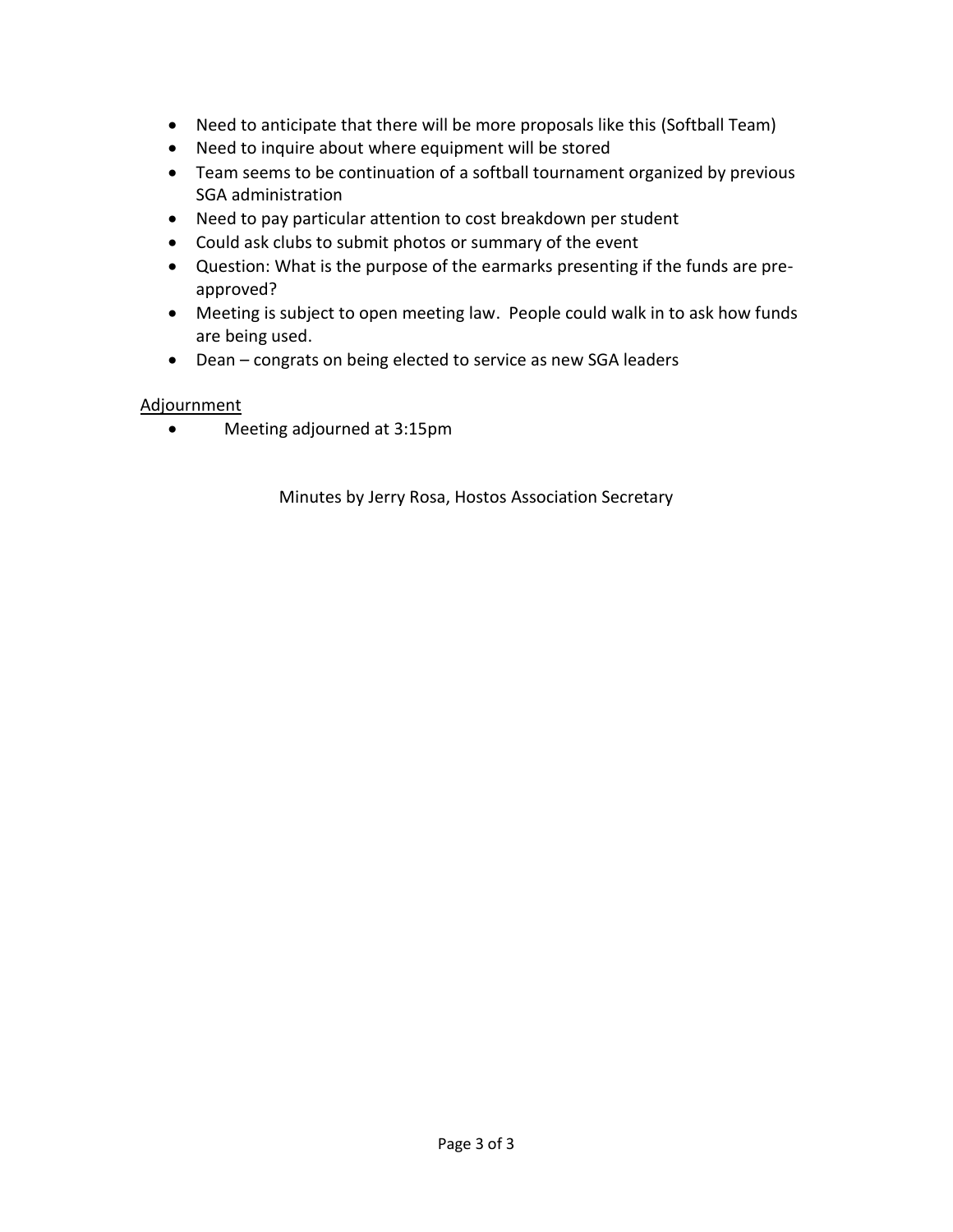- Need to anticipate that there will be more proposals like this (Softball Team)
- Need to inquire about where equipment will be stored
- Team seems to be continuation of a softball tournament organized by previous SGA administration
- Need to pay particular attention to cost breakdown per student
- Could ask clubs to submit photos or summary of the event
- Question: What is the purpose of the earmarks presenting if the funds are pre-approved?
- Meeting is subject to open meeting law. People could walk in to ask how funds are being used.
- Dean – congrats on being elected to service as new SGA leaders

<u>Adjournment</u>

- Meeting adjourned at 3:15pm

Minutes by Jerry Rosa, Hostos Association Secretary